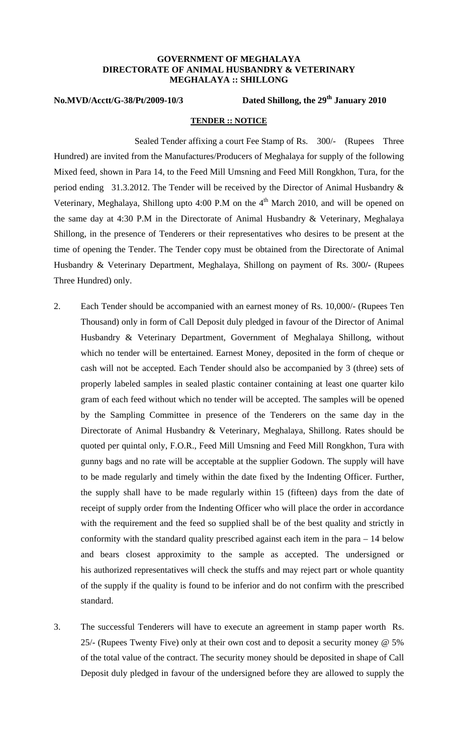**GOVERNMENT OF MEGHALAYA**
**DIRECTORATE OF ANIMAL HUSBANDRY & VETERINARY**
**MEGHALAYA :: SHILLONG**

**No.MVD/Acctt/G-38/Pt/2009-10/3** **Dated Shillong, the 29th January 2010**

**TENDER :: NOTICE**

Sealed Tender affixing a court Fee Stamp of Rs. 300/- (Rupees Three Hundred) are invited from the Manufactures/Producers of Meghalaya for supply of the following Mixed feed, shown in Para 14, to the Feed Mill Umsning and Feed Mill Rongkhon, Tura, for the period ending 31.3.2012. The Tender will be received by the Director of Animal Husbandry & Veterinary, Meghalaya, Shillong upto 4:00 P.M on the 4th March 2010, and will be opened on the same day at 4:30 P.M in the Directorate of Animal Husbandry & Veterinary, Meghalaya Shillong, in the presence of Tenderers or their representatives who desires to be present at the time of opening the Tender. The Tender copy must be obtained from the Directorate of Animal Husbandry & Veterinary Department, Meghalaya, Shillong on payment of Rs. 300/- (Rupees Three Hundred) only.

2. Each Tender should be accompanied with an earnest money of Rs. 10,000/- (Rupees Ten Thousand) only in form of Call Deposit duly pledged in favour of the Director of Animal Husbandry & Veterinary Department, Government of Meghalaya Shillong, without which no tender will be entertained. Earnest Money, deposited in the form of cheque or cash will not be accepted. Each Tender should also be accompanied by 3 (three) sets of properly labeled samples in sealed plastic container containing at least one quarter kilo gram of each feed without which no tender will be accepted. The samples will be opened by the Sampling Committee in presence of the Tenderers on the same day in the Directorate of Animal Husbandry & Veterinary, Meghalaya, Shillong. Rates should be quoted per quintal only, F.O.R., Feed Mill Umsning and Feed Mill Rongkhon, Tura with gunny bags and no rate will be acceptable at the supplier Godown. The supply will have to be made regularly and timely within the date fixed by the Indenting Officer. Further, the supply shall have to be made regularly within 15 (fifteen) days from the date of receipt of supply order from the Indenting Officer who will place the order in accordance with the requirement and the feed so supplied shall be of the best quality and strictly in conformity with the standard quality prescribed against each item in the para – 14 below and bears closest approximity to the sample as accepted. The undersigned or his authorized representatives will check the stuffs and may reject part or whole quantity of the supply if the quality is found to be inferior and do not confirm with the prescribed standard.

3. The successful Tenderers will have to execute an agreement in stamp paper worth Rs. 25/- (Rupees Twenty Five) only at their own cost and to deposit a security money @ 5% of the total value of the contract. The security money should be deposited in shape of Call Deposit duly pledged in favour of the undersigned before they are allowed to supply the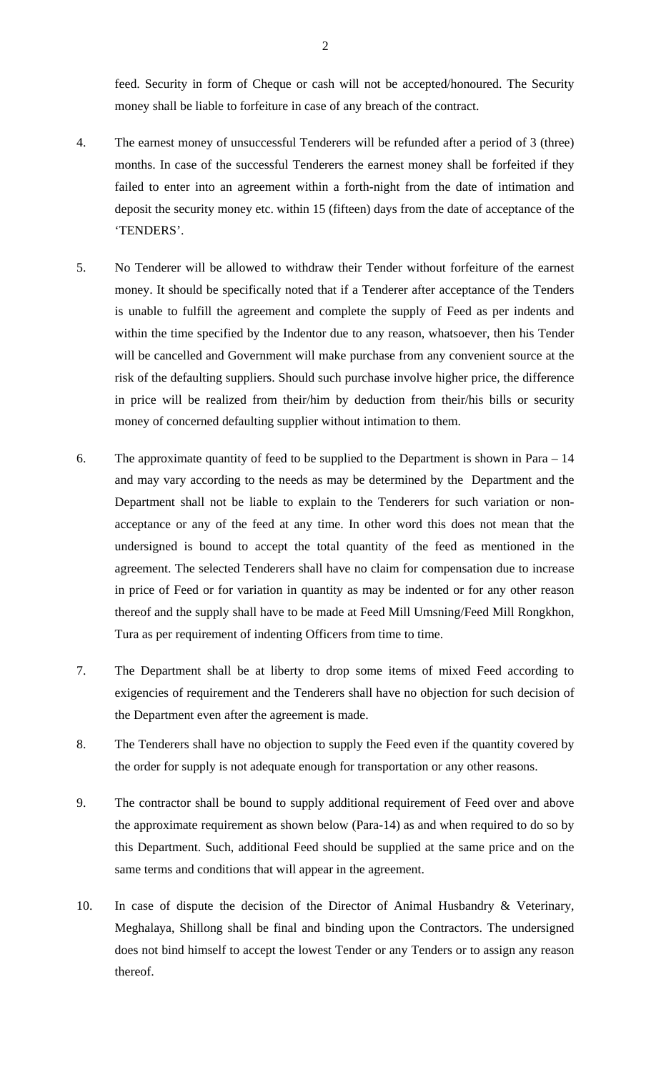feed. Security in form of Cheque or cash will not be accepted/honoured. The Security money shall be liable to forfeiture in case of any breach of the contract.

4. The earnest money of unsuccessful Tenderers will be refunded after a period of 3 (three) months. In case of the successful Tenderers the earnest money shall be forfeited if they failed to enter into an agreement within a forth-night from the date of intimation and deposit the security money etc. within 15 (fifteen) days from the date of acceptance of the 'TENDERS'.

5. No Tenderer will be allowed to withdraw their Tender without forfeiture of the earnest money. It should be specifically noted that if a Tenderer after acceptance of the Tenders is unable to fulfill the agreement and complete the supply of Feed as per indents and within the time specified by the Indentor due to any reason, whatsoever, then his Tender will be cancelled and Government will make purchase from any convenient source at the risk of the defaulting suppliers. Should such purchase involve higher price, the difference in price will be realized from their/him by deduction from their/his bills or security money of concerned defaulting supplier without intimation to them.

6. The approximate quantity of feed to be supplied to the Department is shown in Para – 14 and may vary according to the needs as may be determined by the Department and the Department shall not be liable to explain to the Tenderers for such variation or non-acceptance or any of the feed at any time. In other word this does not mean that the undersigned is bound to accept the total quantity of the feed as mentioned in the agreement. The selected Tenderers shall have no claim for compensation due to increase in price of Feed or for variation in quantity as may be indented or for any other reason thereof and the supply shall have to be made at Feed Mill Umsning/Feed Mill Rongkhon, Tura as per requirement of indenting Officers from time to time.

7. The Department shall be at liberty to drop some items of mixed Feed according to exigencies of requirement and the Tenderers shall have no objection for such decision of the Department even after the agreement is made.

8. The Tenderers shall have no objection to supply the Feed even if the quantity covered by the order for supply is not adequate enough for transportation or any other reasons.

9. The contractor shall be bound to supply additional requirement of Feed over and above the approximate requirement as shown below (Para-14) as and when required to do so by this Department. Such, additional Feed should be supplied at the same price and on the same terms and conditions that will appear in the agreement.

10. In case of dispute the decision of the Director of Animal Husbandry & Veterinary, Meghalaya, Shillong shall be final and binding upon the Contractors. The undersigned does not bind himself to accept the lowest Tender or any Tenders or to assign any reason thereof.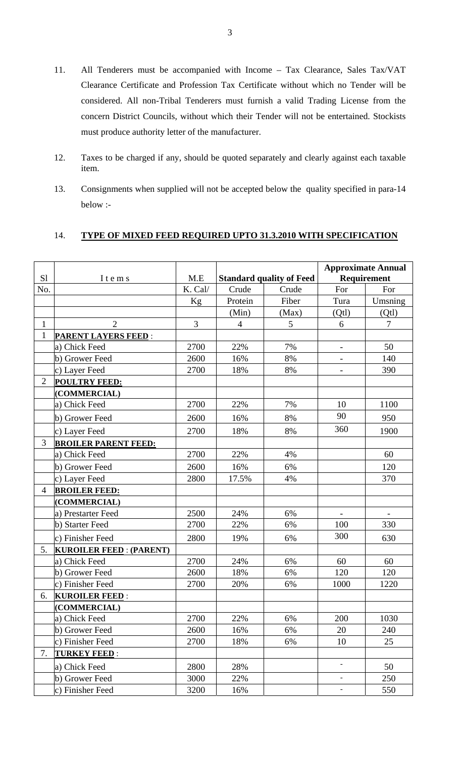11. All Tenderers must be accompanied with Income – Tax Clearance, Sales Tax/VAT Clearance Certificate and Profession Tax Certificate without which no Tender will be considered. All non-Tribal Tenderers must furnish a valid Trading License from the concern District Councils, without which their Tender will not be entertained. Stockists must produce authority letter of the manufacturer.

12. Taxes to be charged if any, should be quoted separately and clearly against each taxable item.

13. Consignments when supplied will not be accepted below the quality specified in para-14 below :-

14. **TYPE OF MIXED FEED REQUIRED UPTO 31.3.2010 WITH SPECIFICATION**

| Sl | Items | M.E | **Standard quality of Feed** | | **Approximate Annual Requirement** | |
|---|---|---|---|---|---|---|
| No. | | K. Cal/ | Crude | Crude | For | For |
| | | Kg | Protein | Fiber | Tura | Umsning |
| | | | (Min) | (Max) | (Qtl) | (Qtl) |
| 1 | 2 | 3 | 4 | 5 | 6 | 7 |
| 1 | **PARENT LAYERS FEED** : | | | | | |
| | a) Chick Feed | 2700 | 22% | 7% | - | 50 |
| | b) Grower Feed | 2600 | 16% | 8% | - | 140 |
| | c) Layer Feed | 2700 | 18% | 8% | - | 390 |
| 2 | **POULTRY FEED:** | | | | | |
| | **(COMMERCIAL)** | | | | | |
| | a) Chick Feed | 2700 | 22% | 7% | 10 | 1100 |
| | b) Grower Feed | 2600 | 16% | 8% | 90 | 950 |
| | c) Layer Feed | 2700 | 18% | 8% | 360 | 1900 |
| 3 | **BROILER PARENT FEED:** | | | | | |
| | a) Chick Feed | 2700 | 22% | 4% | | 60 |
| | b) Grower Feed | 2600 | 16% | 6% | | 120 |
| | c) Layer Feed | 2800 | 17.5% | 4% | | 370 |
| 4 | **BROILER FEED:** | | | | | |
| | **(COMMERCIAL)** | | | | | |
| | a) Prestarter Feed | 2500 | 24% | 6% | - | - |
| | b) Starter Feed | 2700 | 22% | 6% | 100 | 330 |
| | c) Finisher Feed | 2800 | 19% | 6% | 300 | 630 |
| 5. | **KUROILER FEED** : **(PARENT)** | | | | | |
| | a) Chick Feed | 2700 | 24% | 6% | 60 | 60 |
| | b) Grower Feed | 2600 | 18% | 6% | 120 | 120 |
| | c) Finisher Feed | 2700 | 20% | 6% | 1000 | 1220 |
| 6. | **KUROILER FEED** : | | | | | |
| | **(COMMERCIAL)** | | | | | |
| | a) Chick Feed | 2700 | 22% | 6% | 200 | 1030 |
| | b) Grower Feed | 2600 | 16% | 6% | 20 | 240 |
| | c) Finisher Feed | 2700 | 18% | 6% | 10 | 25 |
| 7. | **TURKEY FEED** : | | | | | |
| | a) Chick Feed | 2800 | 28% | | - | 50 |
| | b) Grower Feed | 3000 | 22% | | - | 250 |
| | c) Finisher Feed | 3200 | 16% | | - | 550 |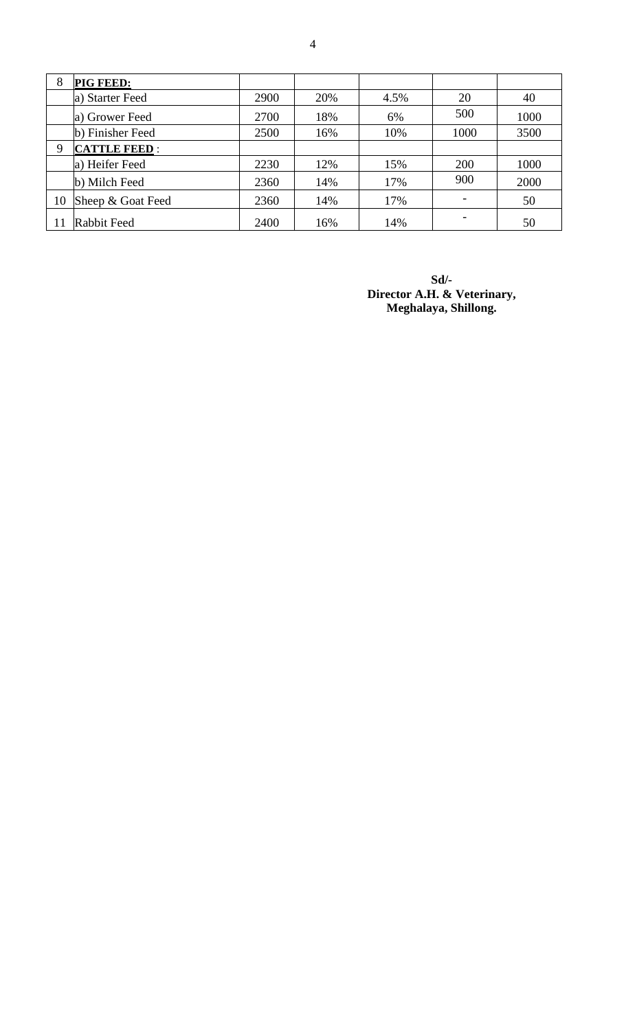| | | | | | | |
|---|---|---|---|---|---|---|
| 8 | **PIG FEED:** | | | | | |
| | a) Starter Feed | 2900 | 20% | 4.5% | 20 | 40 |
| | a) Grower Feed | 2700 | 18% | 6% | 500 | 1000 |
| | b) Finisher Feed | 2500 | 16% | 10% | 1000 | 3500 |
| 9 | **CATTLE FEED** : | | | | | |
| | a) Heifer Feed | 2230 | 12% | 15% | 200 | 1000 |
| | b) Milch Feed | 2360 | 14% | 17% | 900 | 2000 |
| 10 | Sheep & Goat Feed | 2360 | 14% | 17% | - | 50 |
| 11 | Rabbit Feed | 2400 | 16% | 14% | - | 50 |

**Sd/-**
**Director A.H. & Veterinary,**
**Meghalaya, Shillong.**